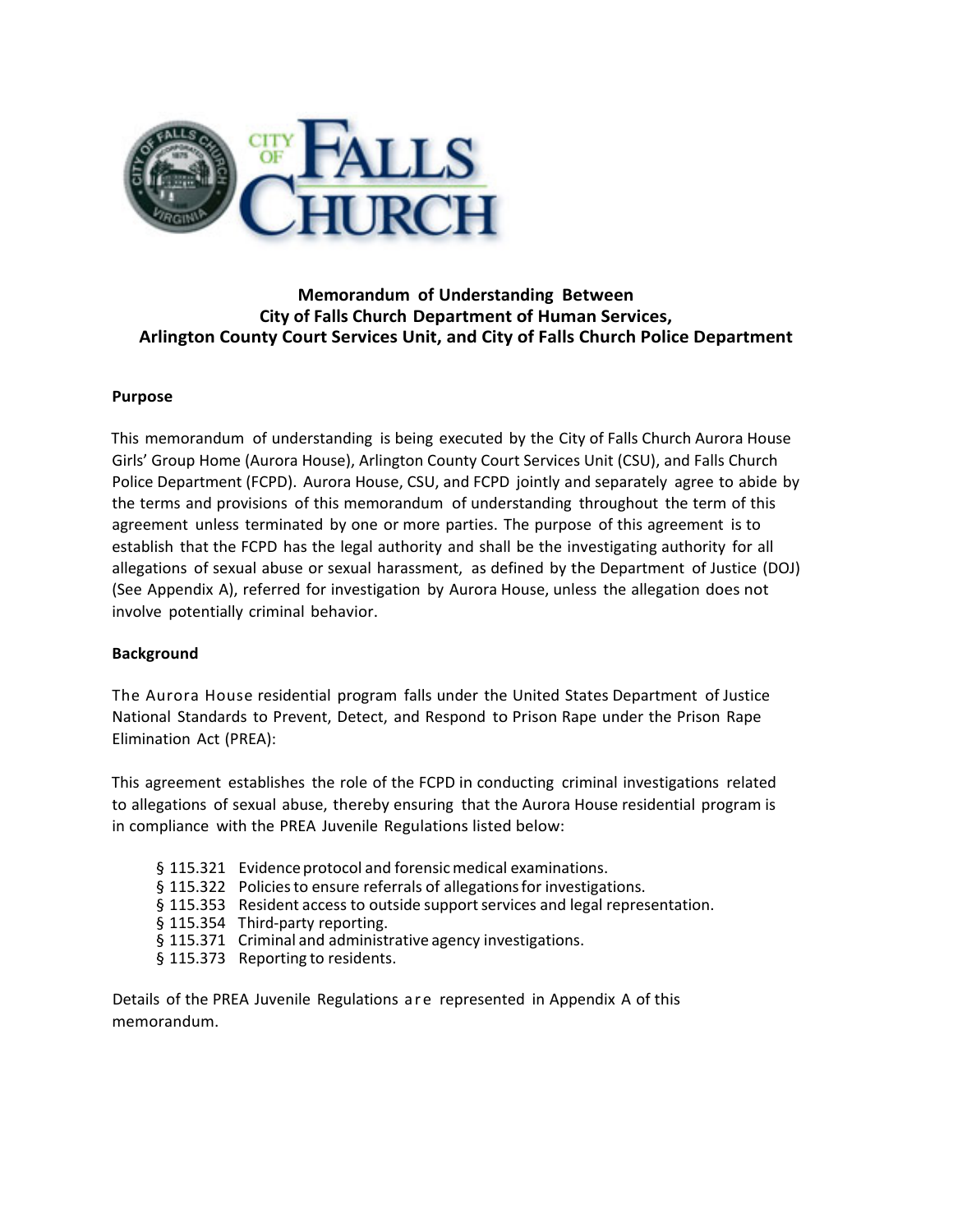# Memorandum of Understanding Between City of Falls Church Department of Human Services, Arlington County Court Services Unit, and City of Falls Church Police Department

## Purpose

This memorandum of understanding is being executed by the City of Falls Church Aurora House Girls' Group Home (Aurora House), Arlington County Court Services Unit (CSU), and Falls Church Police Department (FCPD). Aurora House, CSU, and FCPD jointly and separately agree to abide by the terms and provisions of this memorandum of understanding throughout the term of this agreement unless terminated by one or more parties. The purpose of this agreement is to establish that the FCPD has the legal authority and shall be the investigating authority for all allegations of sexual abuse or sexual harassment, as defined by the Department of Justice (DOJ) (See Appendix A), referred for investigation by Aurora House, unless the allegation does not involve potentially criminal behavior.

## Background

The Aurora House residential program falls under the United States Department of Justice National Standards to Prevent, Detect, and Respond to Prison Rape under the Prison Rape Elimination Act (PREA):

This agreement establishes the role of the FCPD in conducting criminal investigations related to allegations of sexual abuse, thereby ensuring that the Aurora House residential program is in compliance with the PREA Juvenile Regulations listed below:

- § 115.321 Evidence protocol and forensic medical examinations.
- § 115.322 Policies to ensure referrals of allegations for investigations.
- § 115.353 Resident access to outside support services and legal representation.
- § 115.354 Third-party reporting.
- § 115.371 Criminal and administrative agency investigations.
- § 115.373 Reporting to residents.

Details of the PREA Juvenile Regulations are represented in Appendix A of this memorandum.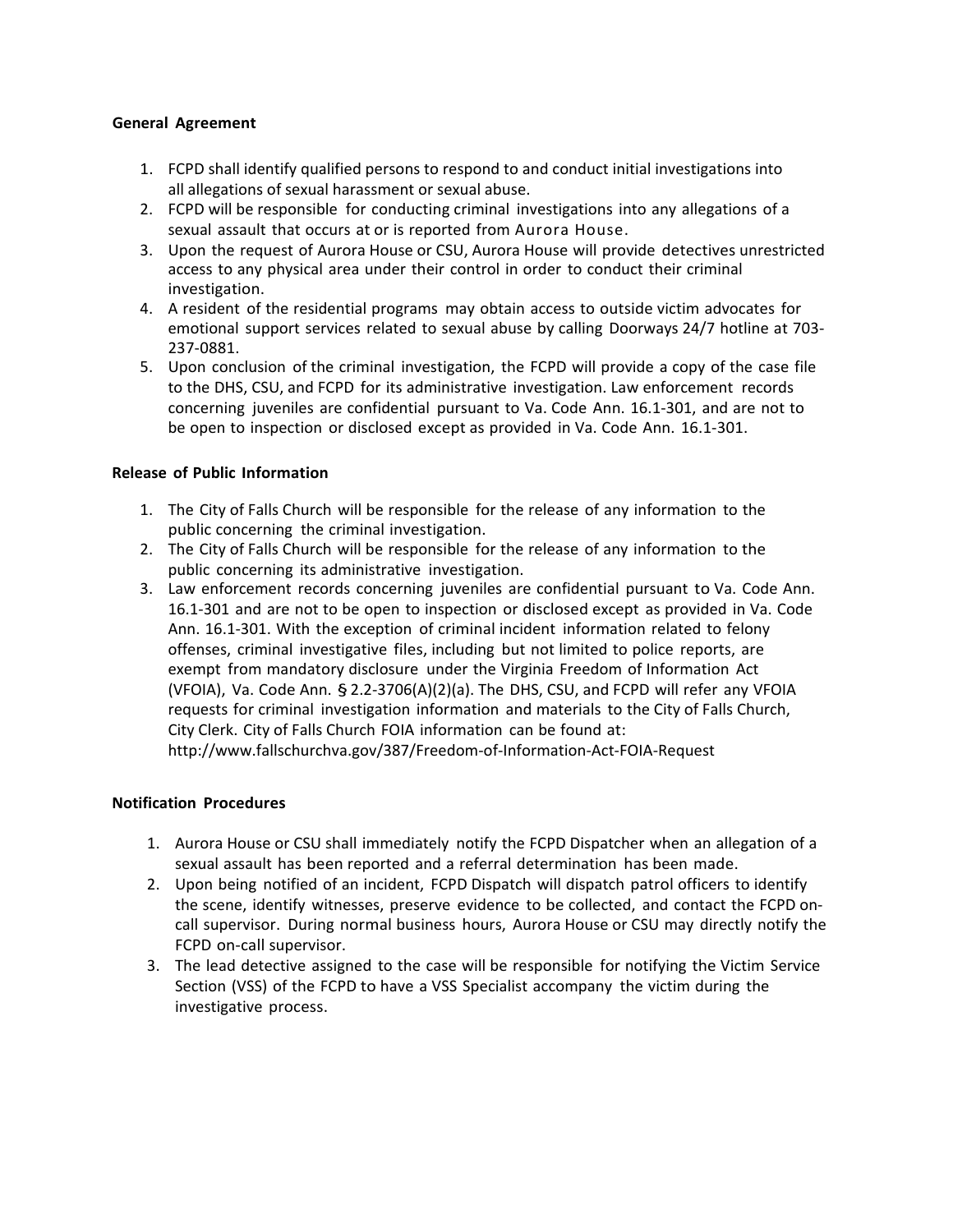**General Agreement**

1. FCPD shall identify qualified persons to respond to and conduct initial investigations into all allegations of sexual harassment or sexual abuse.
2. FCPD will be responsible for conducting criminal investigations into any allegations of a sexual assault that occurs at or is reported from Aurora House.
3. Upon the request of Aurora House or CSU, Aurora House will provide detectives unrestricted access to any physical area under their control in order to conduct their criminal investigation.
4. A resident of the residential programs may obtain access to outside victim advocates for emotional support services related to sexual abuse by calling Doorways 24/7 hotline at 703-237-0881.
5. Upon conclusion of the criminal investigation, the FCPD will provide a copy of the case file to the DHS, CSU, and FCPD for its administrative investigation. Law enforcement records concerning juveniles are confidential pursuant to Va. Code Ann. 16.1-301, and are not to be open to inspection or disclosed except as provided in Va. Code Ann. 16.1-301.

**Release of Public Information**

1. The City of Falls Church will be responsible for the release of any information to the public concerning the criminal investigation.
2. The City of Falls Church will be responsible for the release of any information to the public concerning its administrative investigation.
3. Law enforcement records concerning juveniles are confidential pursuant to Va. Code Ann. 16.1-301 and are not to be open to inspection or disclosed except as provided in Va. Code Ann. 16.1-301. With the exception of criminal incident information related to felony offenses, criminal investigative files, including but not limited to police reports, are exempt from mandatory disclosure under the Virginia Freedom of Information Act (VFOIA), Va. Code Ann. § 2.2-3706(A)(2)(a). The DHS, CSU, and FCPD will refer any VFOIA requests for criminal investigation information and materials to the City of Falls Church, City Clerk. City of Falls Church FOIA information can be found at: http://www.fallschurchva.gov/387/Freedom-of-Information-Act-FOIA-Request

**Notification Procedures**

1. Aurora House or CSU shall immediately notify the FCPD Dispatcher when an allegation of a sexual assault has been reported and a referral determination has been made.
2. Upon being notified of an incident, FCPD Dispatch will dispatch patrol officers to identify the scene, identify witnesses, preserve evidence to be collected, and contact the FCPD on-call supervisor. During normal business hours, Aurora House or CSU may directly notify the FCPD on-call supervisor.
3. The lead detective assigned to the case will be responsible for notifying the Victim Service Section (VSS) of the FCPD to have a VSS Specialist accompany the victim during the investigative process.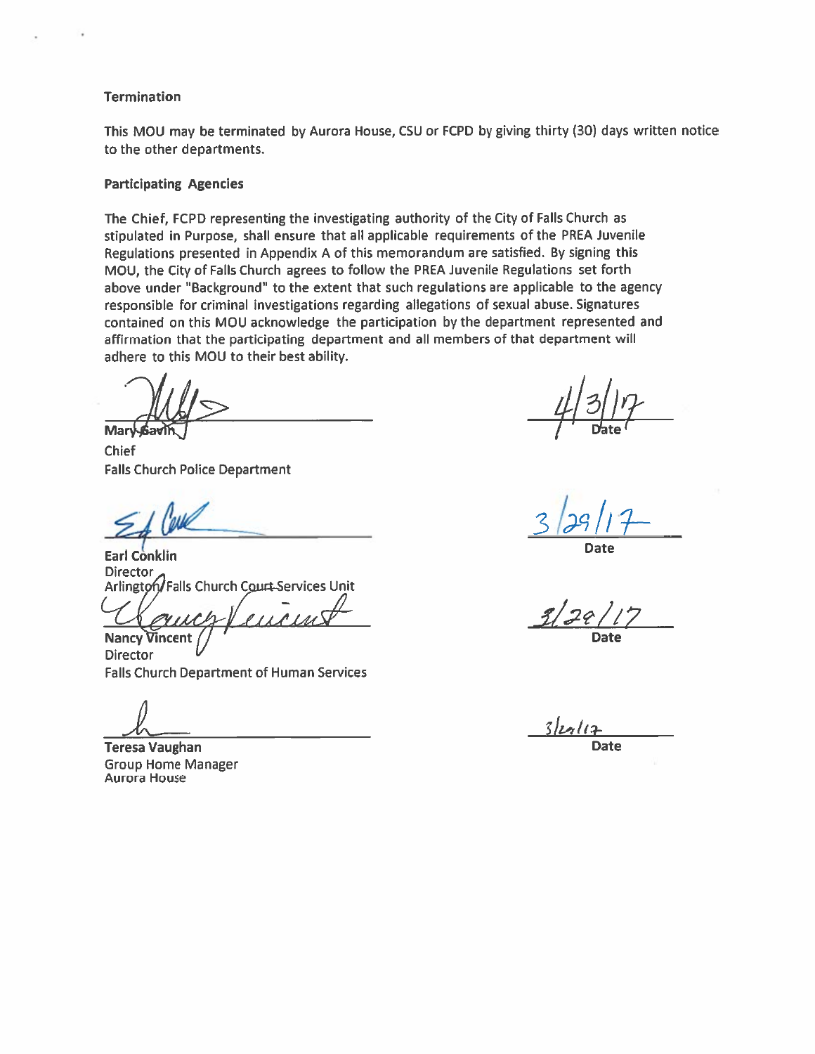**Termination**

This MOU may be terminated by Aurora House, CSU or FCPD by giving thirty (30) days written notice to the other departments.

**Participating Agencies**

The Chief, FCPD representing the investigating authority of the City of Falls Church as stipulated in Purpose, shall ensure that all applicable requirements of the PREA Juvenile Regulations presented in Appendix A of this memorandum are satisfied. By signing this MOU, the City of Falls Church agrees to follow the PREA Juvenile Regulations set forth above under "Background" to the extent that such regulations are applicable to the agency responsible for criminal investigations regarding allegations of sexual abuse. Signatures contained on this MOU acknowledge the participation by the department represented and affirmation that the participating department and all members of that department will adhere to this MOU to their best ability.

Mary Gavin
Chief
Falls Church Police Department

4/3/17
Date

**Earl Conklin**
Director
Arlington/Falls Church Court Services Unit

3/29/17
**Date**

**Nancy Vincent**
Director
Falls Church Department of Human Services

3/29/17
**Date**

**Teresa Vaughan**
Group Home Manager
Aurora House

3/29/17
**Date**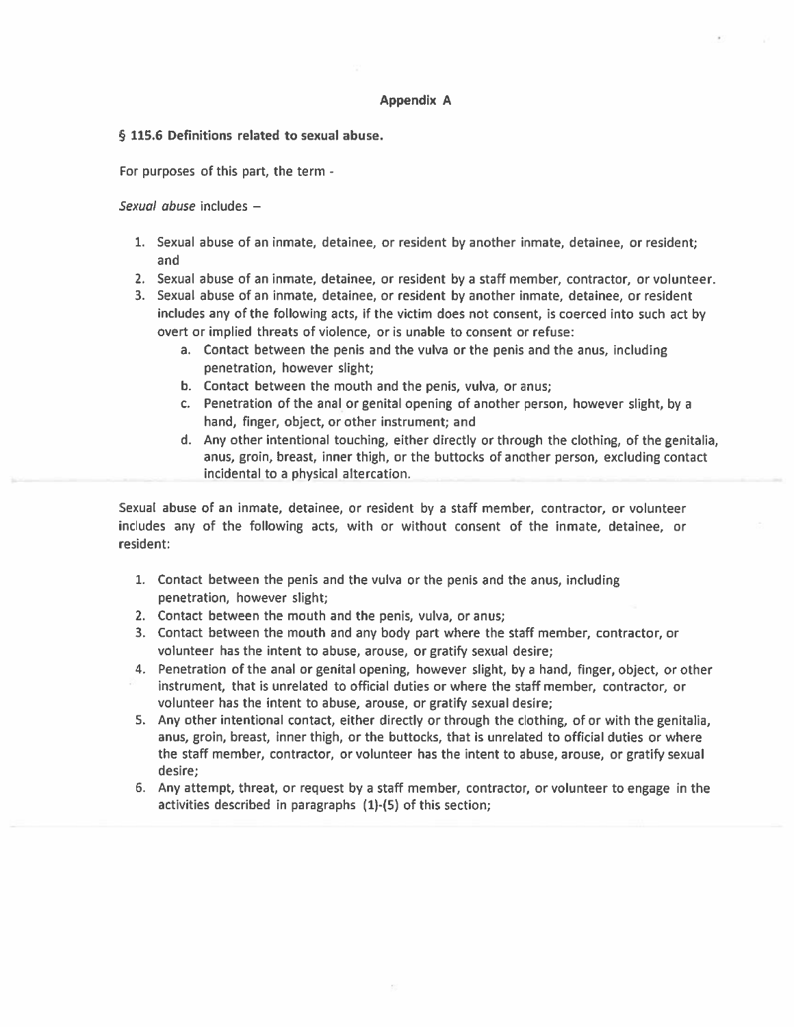**Appendix A**

**§ 115.6 Definitions related to sexual abuse.**

For purposes of this part, the term -

*Sexual abuse* includes –

1. Sexual abuse of an inmate, detainee, or resident by another inmate, detainee, or resident; and
2. Sexual abuse of an inmate, detainee, or resident by a staff member, contractor, or volunteer.
3. Sexual abuse of an inmate, detainee, or resident by another inmate, detainee, or resident includes any of the following acts, if the victim does not consent, is coerced into such act by overt or implied threats of violence, or is unable to consent or refuse:
   a. Contact between the penis and the vulva or the penis and the anus, including penetration, however slight;
   b. Contact between the mouth and the penis, vulva, or anus;
   c. Penetration of the anal or genital opening of another person, however slight, by a hand, finger, object, or other instrument; and
   d. Any other intentional touching, either directly or through the clothing, of the genitalia, anus, groin, breast, inner thigh, or the buttocks of another person, excluding contact incidental to a physical altercation.

Sexual abuse of an inmate, detainee, or resident by a staff member, contractor, or volunteer includes any of the following acts, with or without consent of the inmate, detainee, or resident:

1. Contact between the penis and the vulva or the penis and the anus, including penetration, however slight;
2. Contact between the mouth and the penis, vulva, or anus;
3. Contact between the mouth and any body part where the staff member, contractor, or volunteer has the intent to abuse, arouse, or gratify sexual desire;
4. Penetration of the anal or genital opening, however slight, by a hand, finger, object, or other instrument, that is unrelated to official duties or where the staff member, contractor, or volunteer has the intent to abuse, arouse, or gratify sexual desire;
5. Any other intentional contact, either directly or through the clothing, of or with the genitalia, anus, groin, breast, inner thigh, or the buttocks, that is unrelated to official duties or where the staff member, contractor, or volunteer has the intent to abuse, arouse, or gratify sexual desire;
6. Any attempt, threat, or request by a staff member, contractor, or volunteer to engage in the activities described in paragraphs (1)-(5) of this section;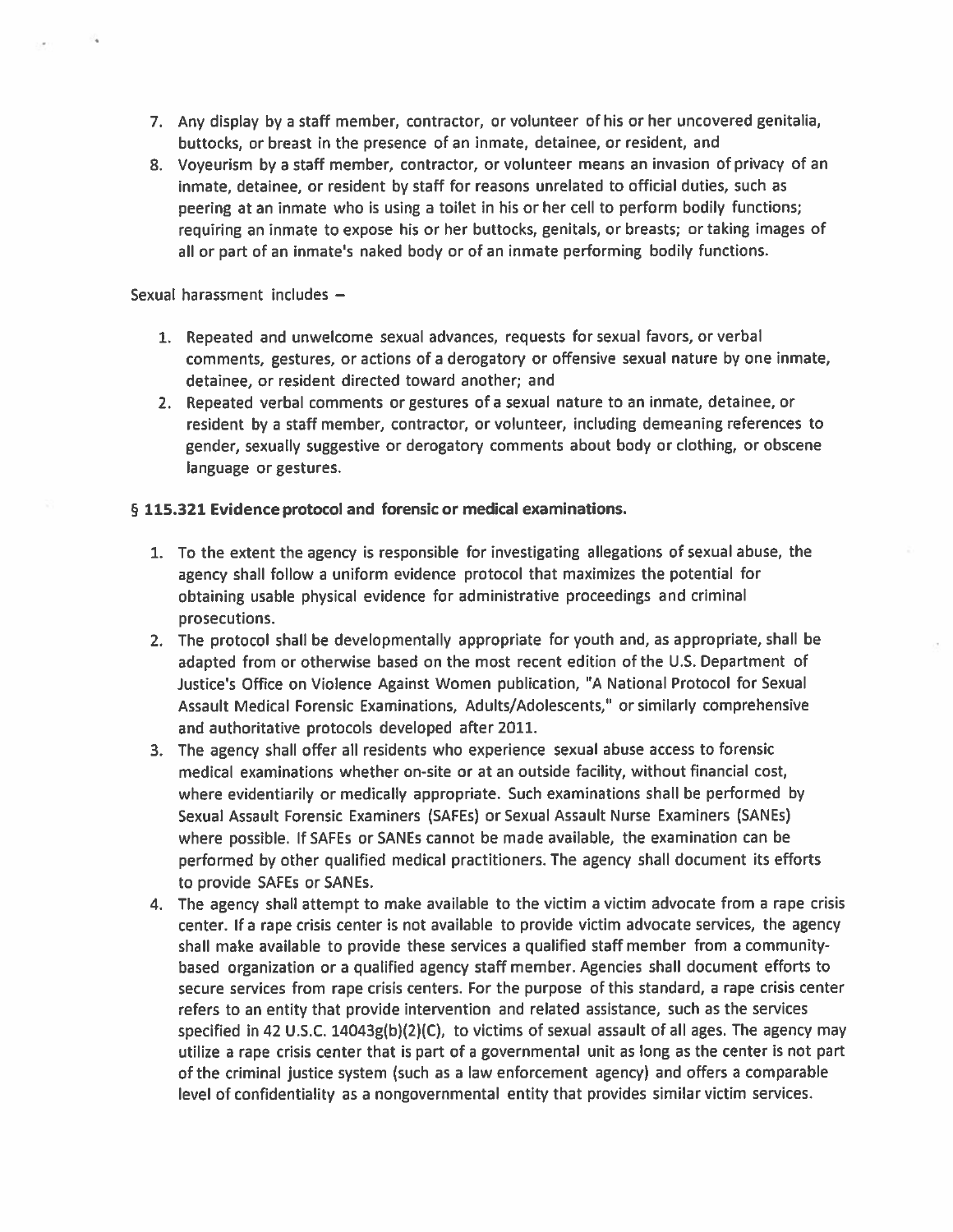7. Any display by a staff member, contractor, or volunteer of his or her uncovered genitalia, buttocks, or breast in the presence of an inmate, detainee, or resident, and
8. Voyeurism by a staff member, contractor, or volunteer means an invasion of privacy of an inmate, detainee, or resident by staff for reasons unrelated to official duties, such as peering at an inmate who is using a toilet in his or her cell to perform bodily functions; requiring an inmate to expose his or her buttocks, genitals, or breasts; or taking images of all or part of an inmate's naked body or of an inmate performing bodily functions.

Sexual harassment includes –

1. Repeated and unwelcome sexual advances, requests for sexual favors, or verbal comments, gestures, or actions of a derogatory or offensive sexual nature by one inmate, detainee, or resident directed toward another; and
2. Repeated verbal comments or gestures of a sexual nature to an inmate, detainee, or resident by a staff member, contractor, or volunteer, including demeaning references to gender, sexually suggestive or derogatory comments about body or clothing, or obscene language or gestures.

**§ 115.321 Evidence protocol and forensic or medical examinations.**

1. To the extent the agency is responsible for investigating allegations of sexual abuse, the agency shall follow a uniform evidence protocol that maximizes the potential for obtaining usable physical evidence for administrative proceedings and criminal prosecutions.
2. The protocol shall be developmentally appropriate for youth and, as appropriate, shall be adapted from or otherwise based on the most recent edition of the U.S. Department of Justice's Office on Violence Against Women publication, "A National Protocol for Sexual Assault Medical Forensic Examinations, Adults/Adolescents," or similarly comprehensive and authoritative protocols developed after 2011.
3. The agency shall offer all residents who experience sexual abuse access to forensic medical examinations whether on-site or at an outside facility, without financial cost, where evidentiarily or medically appropriate. Such examinations shall be performed by Sexual Assault Forensic Examiners (SAFEs) or Sexual Assault Nurse Examiners (SANEs) where possible. If SAFEs or SANEs cannot be made available, the examination can be performed by other qualified medical practitioners. The agency shall document its efforts to provide SAFEs or SANEs.
4. The agency shall attempt to make available to the victim a victim advocate from a rape crisis center. If a rape crisis center is not available to provide victim advocate services, the agency shall make available to provide these services a qualified staff member from a community-based organization or a qualified agency staff member. Agencies shall document efforts to secure services from rape crisis centers. For the purpose of this standard, a rape crisis center refers to an entity that provide intervention and related assistance, such as the services specified in 42 U.S.C. 14043g(b)(2)(C), to victims of sexual assault of all ages. The agency may utilize a rape crisis center that is part of a governmental unit as long as the center is not part of the criminal justice system (such as a law enforcement agency) and offers a comparable level of confidentiality as a nongovernmental entity that provides similar victim services.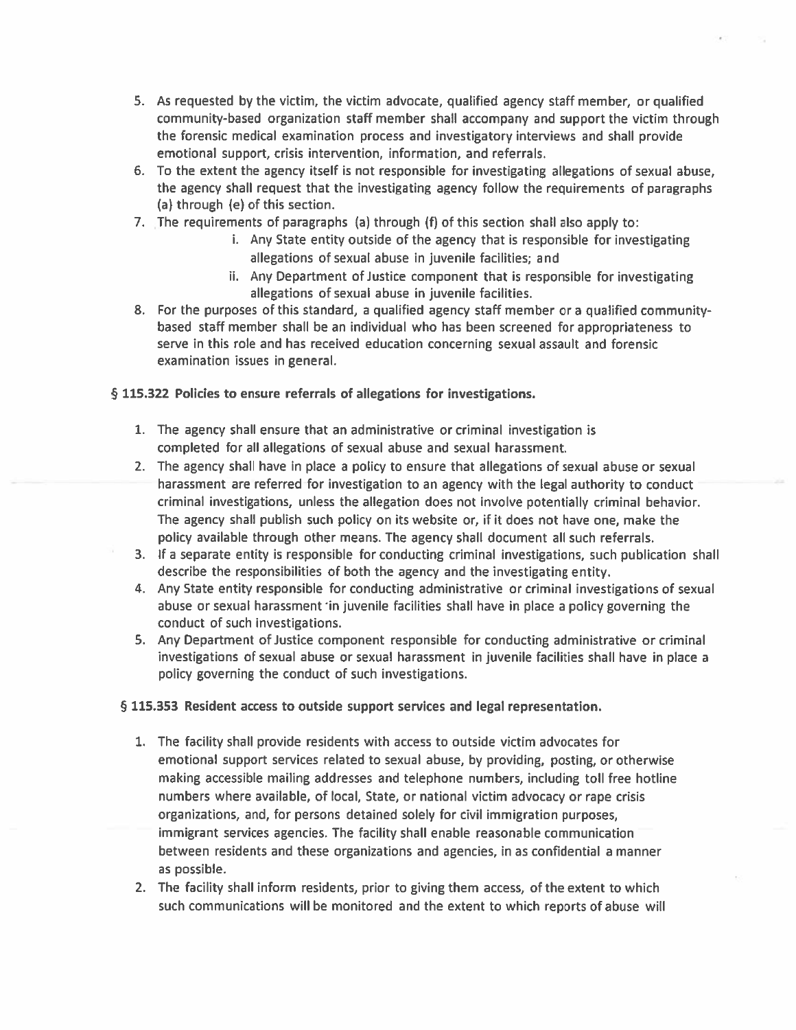5. As requested by the victim, the victim advocate, qualified agency staff member, or qualified community-based organization staff member shall accompany and support the victim through the forensic medical examination process and investigatory interviews and shall provide emotional support, crisis intervention, information, and referrals.
6. To the extent the agency itself is not responsible for investigating allegations of sexual abuse, the agency shall request that the investigating agency follow the requirements of paragraphs (a) through (e) of this section.
7. The requirements of paragraphs (a) through (f) of this section shall also apply to:
    - i. Any State entity outside of the agency that is responsible for investigating allegations of sexual abuse in juvenile facilities; and
    - ii. Any Department of Justice component that is responsible for investigating allegations of sexual abuse in juvenile facilities.
8. For the purposes of this standard, a qualified agency staff member or a qualified community-based staff member shall be an individual who has been screened for appropriateness to serve in this role and has received education concerning sexual assault and forensic examination issues in general.

### § 115.322 Policies to ensure referrals of allegations for investigations.

1. The agency shall ensure that an administrative or criminal investigation is completed for all allegations of sexual abuse and sexual harassment.
2. The agency shall have in place a policy to ensure that allegations of sexual abuse or sexual harassment are referred for investigation to an agency with the legal authority to conduct criminal investigations, unless the allegation does not involve potentially criminal behavior. The agency shall publish such policy on its website or, if it does not have one, make the policy available through other means. The agency shall document all such referrals.
3. If a separate entity is responsible for conducting criminal investigations, such publication shall describe the responsibilities of both the agency and the investigating entity.
4. Any State entity responsible for conducting administrative or criminal investigations of sexual abuse or sexual harassment in juvenile facilities shall have in place a policy governing the conduct of such investigations.
5. Any Department of Justice component responsible for conducting administrative or criminal investigations of sexual abuse or sexual harassment in juvenile facilities shall have in place a policy governing the conduct of such investigations.

### § 115.353 Resident access to outside support services and legal representation.

1. The facility shall provide residents with access to outside victim advocates for emotional support services related to sexual abuse, by providing, posting, or otherwise making accessible mailing addresses and telephone numbers, including toll free hotline numbers where available, of local, State, or national victim advocacy or rape crisis organizations, and, for persons detained solely for civil immigration purposes, immigrant services agencies. The facility shall enable reasonable communication between residents and these organizations and agencies, in as confidential a manner as possible.
2. The facility shall inform residents, prior to giving them access, of the extent to which such communications will be monitored and the extent to which reports of abuse will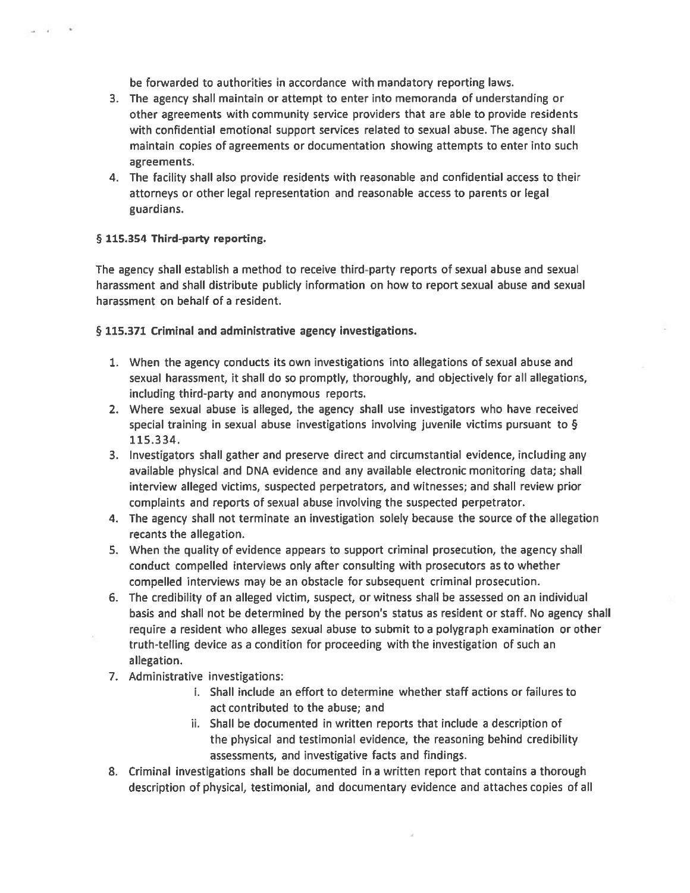be forwarded to authorities in accordance with mandatory reporting laws.

3. The agency shall maintain or attempt to enter into memoranda of understanding or other agreements with community service providers that are able to provide residents with confidential emotional support services related to sexual abuse. The agency shall maintain copies of agreements or documentation showing attempts to enter into such agreements.
4. The facility shall also provide residents with reasonable and confidential access to their attorneys or other legal representation and reasonable access to parents or legal guardians.

**§ 115.354 Third-party reporting.**

The agency shall establish a method to receive third-party reports of sexual abuse and sexual harassment and shall distribute publicly information on how to report sexual abuse and sexual harassment on behalf of a resident.

**§ 115.371 Criminal and administrative agency investigations.**

1. When the agency conducts its own investigations into allegations of sexual abuse and sexual harassment, it shall do so promptly, thoroughly, and objectively for all allegations, including third-party and anonymous reports.
2. Where sexual abuse is alleged, the agency shall use investigators who have received special training in sexual abuse investigations involving juvenile victims pursuant to § 115.334.
3. Investigators shall gather and preserve direct and circumstantial evidence, including any available physical and DNA evidence and any available electronic monitoring data; shall interview alleged victims, suspected perpetrators, and witnesses; and shall review prior complaints and reports of sexual abuse involving the suspected perpetrator.
4. The agency shall not terminate an investigation solely because the source of the allegation recants the allegation.
5. When the quality of evidence appears to support criminal prosecution, the agency shall conduct compelled interviews only after consulting with prosecutors as to whether compelled interviews may be an obstacle for subsequent criminal prosecution.
6. The credibility of an alleged victim, suspect, or witness shall be assessed on an individual basis and shall not be determined by the person's status as resident or staff. No agency shall require a resident who alleges sexual abuse to submit to a polygraph examination or other truth-telling device as a condition for proceeding with the investigation of such an allegation.
7. Administrative investigations:
   i. Shall include an effort to determine whether staff actions or failures to act contributed to the abuse; and
   ii. Shall be documented in written reports that include a description of the physical and testimonial evidence, the reasoning behind credibility assessments, and investigative facts and findings.
8. Criminal investigations shall be documented in a written report that contains a thorough description of physical, testimonial, and documentary evidence and attaches copies of all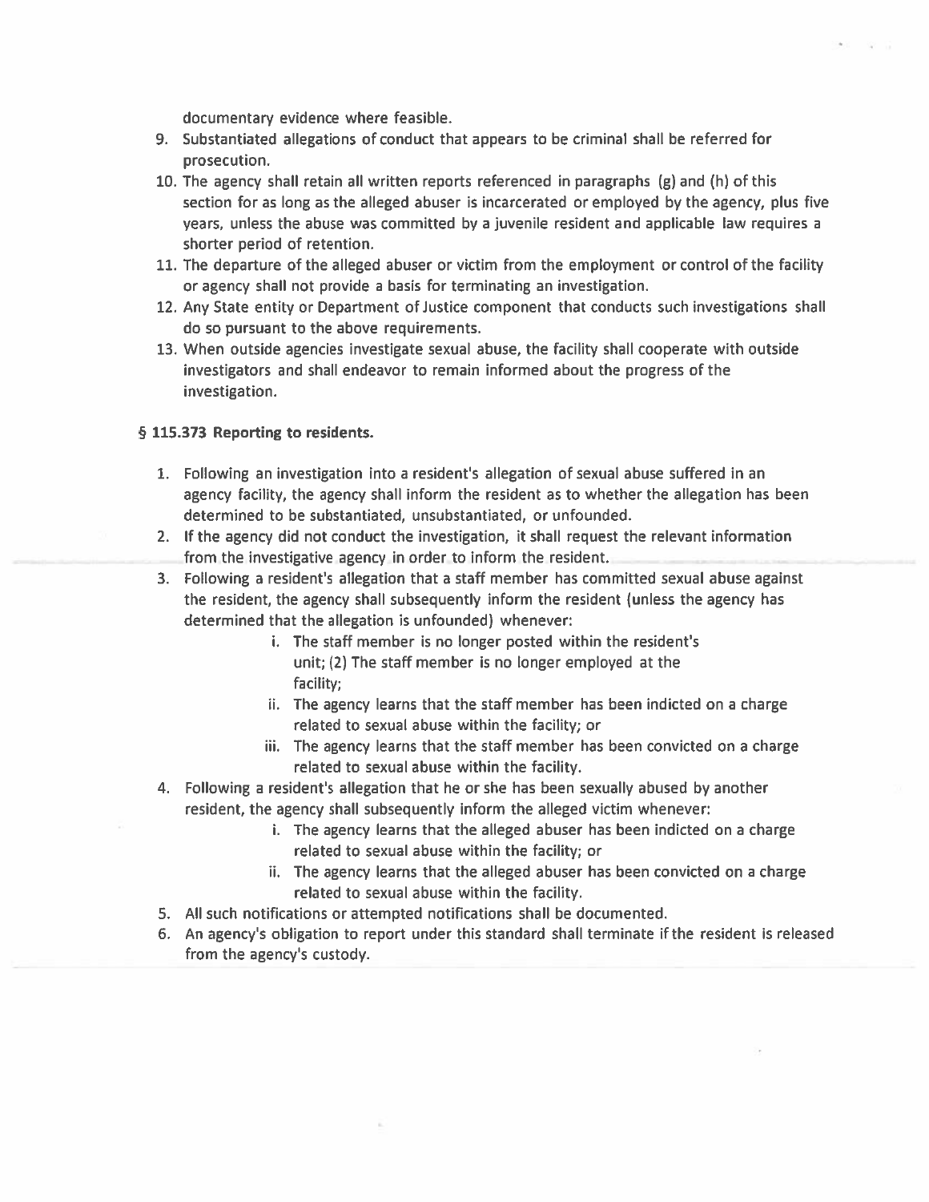documentary evidence where feasible.

9. Substantiated allegations of conduct that appears to be criminal shall be referred for prosecution.
10. The agency shall retain all written reports referenced in paragraphs (g) and (h) of this section for as long as the alleged abuser is incarcerated or employed by the agency, plus five years, unless the abuse was committed by a juvenile resident and applicable law requires a shorter period of retention.
11. The departure of the alleged abuser or victim from the employment or control of the facility or agency shall not provide a basis for terminating an investigation.
12. Any State entity or Department of Justice component that conducts such investigations shall do so pursuant to the above requirements.
13. When outside agencies investigate sexual abuse, the facility shall cooperate with outside investigators and shall endeavor to remain informed about the progress of the investigation.

### § 115.373 Reporting to residents.

1. Following an investigation into a resident's allegation of sexual abuse suffered in an agency facility, the agency shall inform the resident as to whether the allegation has been determined to be substantiated, unsubstantiated, or unfounded.
2. If the agency did not conduct the investigation, it shall request the relevant information from the investigative agency in order to inform the resident.
3. Following a resident's allegation that a staff member has committed sexual abuse against the resident, the agency shall subsequently inform the resident (unless the agency has determined that the allegation is unfounded) whenever:
    i. The staff member is no longer posted within the resident's unit; (2) The staff member is no longer employed at the facility;
    ii. The agency learns that the staff member has been indicted on a charge related to sexual abuse within the facility; or
    iii. The agency learns that the staff member has been convicted on a charge related to sexual abuse within the facility.
4. Following a resident's allegation that he or she has been sexually abused by another resident, the agency shall subsequently inform the alleged victim whenever:
    i. The agency learns that the alleged abuser has been indicted on a charge related to sexual abuse within the facility; or
    ii. The agency learns that the alleged abuser has been convicted on a charge related to sexual abuse within the facility.
5. All such notifications or attempted notifications shall be documented.
6. An agency's obligation to report under this standard shall terminate if the resident is released from the agency's custody.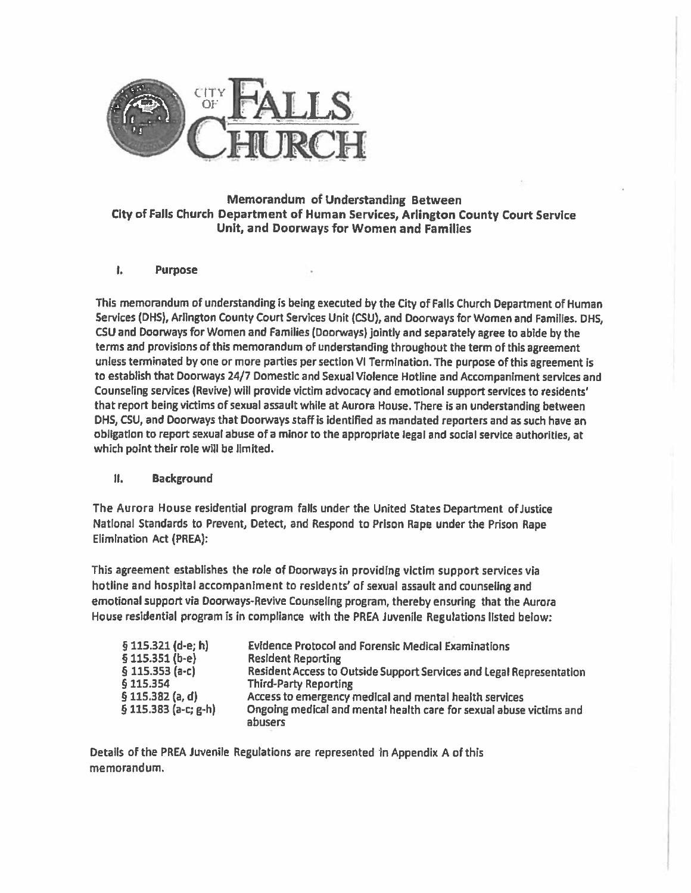# Memorandum of Understanding Between City of Falls Church Department of Human Services, Arlington County Court Service Unit, and Doorways for Women and Families

## I. Purpose

This memorandum of understanding is being executed by the City of Falls Church Department of Human Services (DHS), Arlington County Court Services Unit (CSU), and Doorways for Women and Families. DHS, CSU and Doorways for Women and Families (Doorways) jointly and separately agree to abide by the terms and provisions of this memorandum of understanding throughout the term of this agreement unless terminated by one or more parties per section VI Termination. The purpose of this agreement is to establish that Doorways 24/7 Domestic and Sexual Violence Hotline and Accompaniment services and Counseling services (Revive) will provide victim advocacy and emotional support services to residents' that report being victims of sexual assault while at Aurora House. There is an understanding between DHS, CSU, and Doorways that Doorways staff is identified as mandated reporters and as such have an obligation to report sexual abuse of a minor to the appropriate legal and social service authorities, at which point their role will be limited.

## II. Background

The Aurora House residential program falls under the United States Department of Justice National Standards to Prevent, Detect, and Respond to Prison Rape under the Prison Rape Elimination Act (PREA):

This agreement establishes the role of Doorways in providing victim support services via hotline and hospital accompaniment to residents' of sexual assault and counseling and emotional support via Doorways-Revive Counseling program, thereby ensuring that the Aurora House residential program is in compliance with the PREA Juvenile Regulations listed below:

| | |
|---|---|
| § 115.321 (d-e; h) | Evidence Protocol and Forensic Medical Examinations |
| § 115.351 (b-e) | Resident Reporting |
| § 115.353 (a-c) | Resident Access to Outside Support Services and Legal Representation |
| § 115.354 | Third-Party Reporting |
| § 115.382 (a, d) | Access to emergency medical and mental health services |
| § 115.383 (a-c; g-h) | Ongoing medical and mental health care for sexual abuse victims and abusers |

Details of the PREA Juvenile Regulations are represented in Appendix A of this memorandum.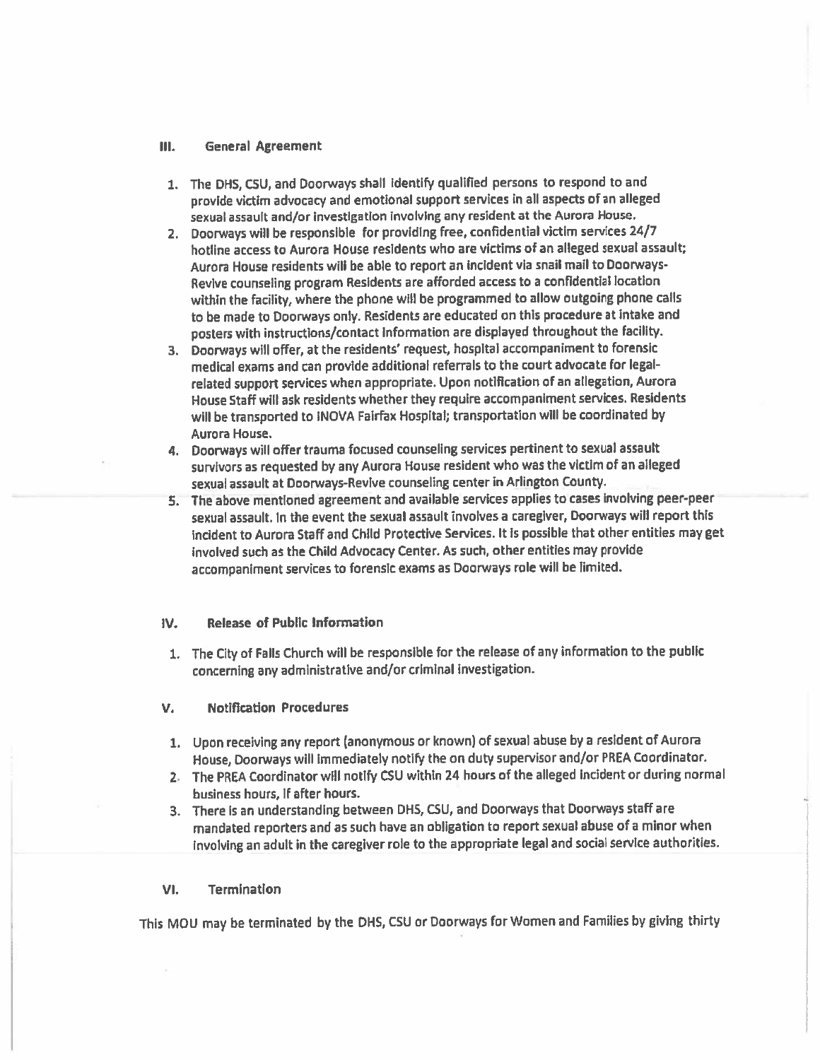## III. General Agreement

1. The DHS, CSU, and Doorways shall identify qualified persons to respond to and provide victim advocacy and emotional support services in all aspects of an alleged sexual assault and/or investigation involving any resident at the Aurora House.
2. Doorways will be responsible for providing free, confidential victim services 24/7 hotline access to Aurora House residents who are victims of an alleged sexual assault; Aurora House residents will be able to report an incident via snail mail to Doorways-Revive counseling program Residents are afforded access to a confidential location within the facility, where the phone will be programmed to allow outgoing phone calls to be made to Doorways only. Residents are educated on this procedure at intake and posters with instructions/contact information are displayed throughout the facility.
3. Doorways will offer, at the residents' request, hospital accompaniment to forensic medical exams and can provide additional referrals to the court advocate for legal-related support services when appropriate. Upon notification of an allegation, Aurora House Staff will ask residents whether they require accompaniment services. Residents will be transported to INOVA Fairfax Hospital; transportation will be coordinated by Aurora House.
4. Doorways will offer trauma focused counseling services pertinent to sexual assault survivors as requested by any Aurora House resident who was the victim of an alleged sexual assault at Doorways-Revive counseling center in Arlington County.
5. The above mentioned agreement and available services applies to cases involving peer-peer sexual assault. In the event the sexual assault involves a caregiver, Doorways will report this incident to Aurora Staff and Child Protective Services. It is possible that other entities may get involved such as the Child Advocacy Center. As such, other entities may provide accompaniment services to forensic exams as Doorways role will be limited.

## IV. Release of Public Information

1. The City of Falls Church will be responsible for the release of any information to the public concerning any administrative and/or criminal investigation.

## V. Notification Procedures

1. Upon receiving any report (anonymous or known) of sexual abuse by a resident of Aurora House, Doorways will immediately notify the on duty supervisor and/or PREA Coordinator.
2. The PREA Coordinator will notify CSU within 24 hours of the alleged incident or during normal business hours, if after hours.
3. There is an understanding between DHS, CSU, and Doorways that Doorways staff are mandated reporters and as such have an obligation to report sexual abuse of a minor when involving an adult in the caregiver role to the appropriate legal and social service authorities.

## VI. Termination

This MOU may be terminated by the DHS, CSU or Doorways for Women and Families by giving thirty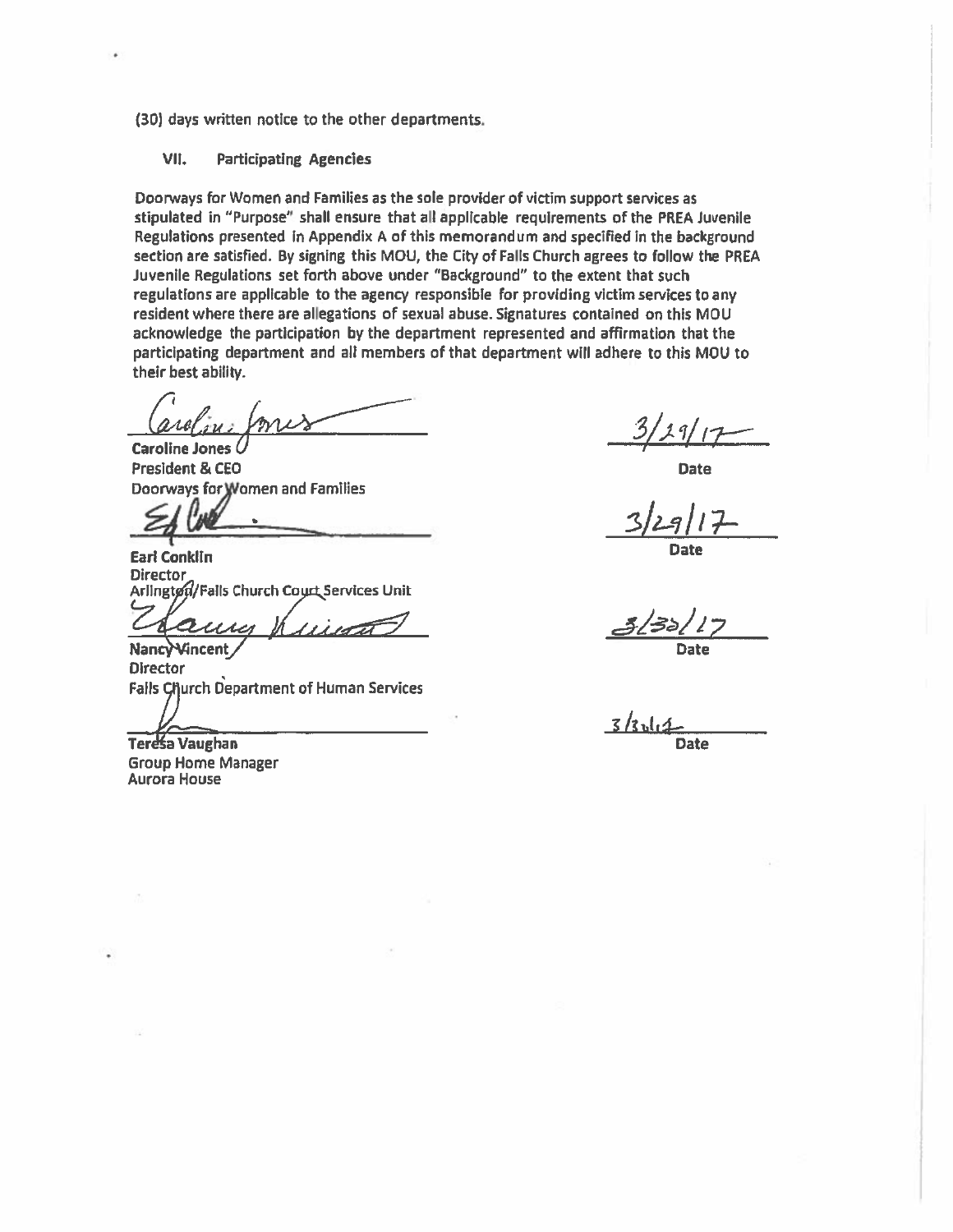(30) days written notice to the other departments.

## VII. Participating Agencies

Doorways for Women and Families as the sole provider of victim support services as stipulated in "Purpose" shall ensure that all applicable requirements of the PREA Juvenile Regulations presented in Appendix A of this memorandum and specified in the background section are satisfied. By signing this MOU, the City of Falls Church agrees to follow the PREA Juvenile Regulations set forth above under "Background" to the extent that such regulations are applicable to the agency responsible for providing victim services to any resident where there are allegations of sexual abuse. Signatures contained on this MOU acknowledge the participation by the department represented and affirmation that the participating department and all members of that department will adhere to this MOU to their best ability.

**Caroline Jones**
President & CEO
Doorways for Women and Families

3/29/17
**Date**

**Earl Conklin**
Director
Arlington/Falls Church Court Services Unit

3/29/17
**Date**

**Nancy Vincent**
Director
Falls Church Department of Human Services

3/30/17
**Date**

**Teresa Vaughan**
Group Home Manager
Aurora House

3/30/17
**Date**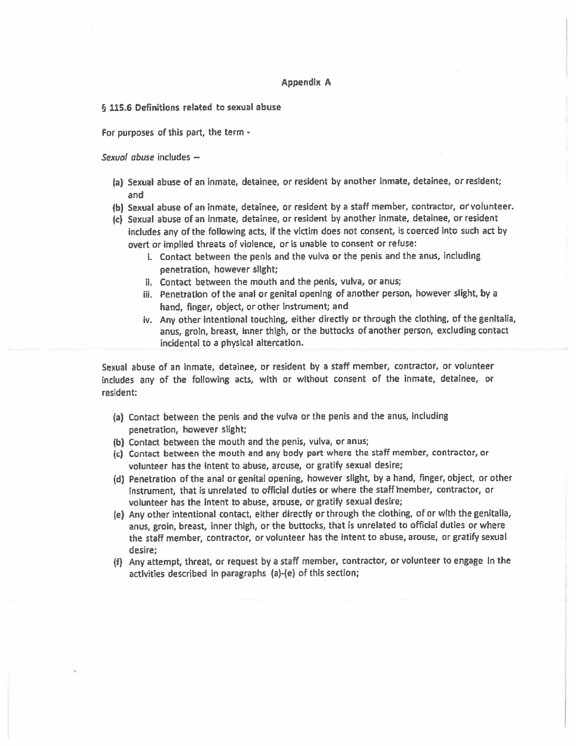## Appendix A

**§ 115.6 Definitions related to sexual abuse**

For purposes of this part, the term -

*Sexual abuse* includes –

(a) Sexual abuse of an inmate, detainee, or resident by another inmate, detainee, or resident; and
(b) Sexual abuse of an inmate, detainee, or resident by a staff member, contractor, or volunteer.
(c) Sexual abuse of an inmate, detainee, or resident by another inmate, detainee, or resident includes any of the following acts, if the victim does not consent, is coerced into such act by overt or implied threats of violence, or is unable to consent or refuse:
   i. Contact between the penis and the vulva or the penis and the anus, including penetration, however slight;
   ii. Contact between the mouth and the penis, vulva, or anus;
   iii. Penetration of the anal or genital opening of another person, however slight, by a hand, finger, object, or other instrument; and
   iv. Any other intentional touching, either directly or through the clothing, of the genitalia, anus, groin, breast, inner thigh, or the buttocks of another person, excluding contact incidental to a physical altercation.

Sexual abuse of an inmate, detainee, or resident by a staff member, contractor, or volunteer includes any of the following acts, with or without consent of the inmate, detainee, or resident:

(a) Contact between the penis and the vulva or the penis and the anus, including penetration, however slight;
(b) Contact between the mouth and the penis, vulva, or anus;
(c) Contact between the mouth and any body part where the staff member, contractor, or volunteer has the intent to abuse, arouse, or gratify sexual desire;
(d) Penetration of the anal or genital opening, however slight, by a hand, finger, object, or other instrument, that is unrelated to official duties or where the staff member, contractor, or volunteer has the intent to abuse, arouse, or gratify sexual desire;
(e) Any other intentional contact, either directly or through the clothing, of or with the genitalia, anus, groin, breast, inner thigh, or the buttocks, that is unrelated to official duties or where the staff member, contractor, or volunteer has the intent to abuse, arouse, or gratify sexual desire;
(f) Any attempt, threat, or request by a staff member, contractor, or volunteer to engage in the activities described in paragraphs (a)-(e) of this section;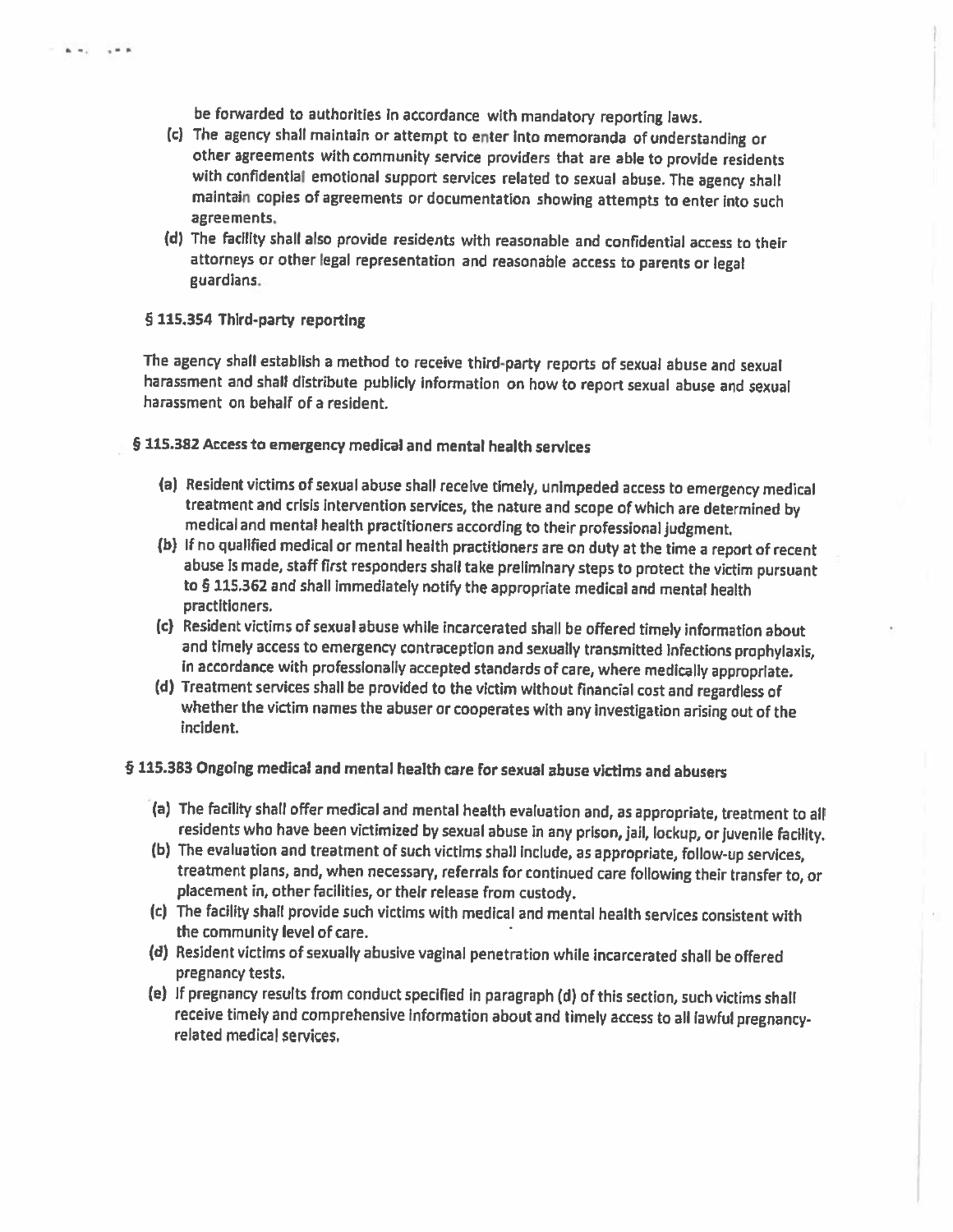be forwarded to authorities in accordance with mandatory reporting laws.

(c) The agency shall maintain or attempt to enter into memoranda of understanding or other agreements with community service providers that are able to provide residents with confidential emotional support services related to sexual abuse. The agency shall maintain copies of agreements or documentation showing attempts to enter into such agreements.

(d) The facility shall also provide residents with reasonable and confidential access to their attorneys or other legal representation and reasonable access to parents or legal guardians.

### § 115.354 Third-party reporting

The agency shall establish a method to receive third-party reports of sexual abuse and sexual harassment and shall distribute publicly information on how to report sexual abuse and sexual harassment on behalf of a resident.

### § 115.382 Access to emergency medical and mental health services

(a) Resident victims of sexual abuse shall receive timely, unimpeded access to emergency medical treatment and crisis intervention services, the nature and scope of which are determined by medical and mental health practitioners according to their professional judgment.

(b) If no qualified medical or mental health practitioners are on duty at the time a report of recent abuse is made, staff first responders shall take preliminary steps to protect the victim pursuant to § 115.362 and shall immediately notify the appropriate medical and mental health practitioners.

(c) Resident victims of sexual abuse while incarcerated shall be offered timely information about and timely access to emergency contraception and sexually transmitted infections prophylaxis, in accordance with professionally accepted standards of care, where medically appropriate.

(d) Treatment services shall be provided to the victim without financial cost and regardless of whether the victim names the abuser or cooperates with any investigation arising out of the incident.

### § 115.383 Ongoing medical and mental health care for sexual abuse victims and abusers

(a) The facility shall offer medical and mental health evaluation and, as appropriate, treatment to all residents who have been victimized by sexual abuse in any prison, jail, lockup, or juvenile facility.

(b) The evaluation and treatment of such victims shall include, as appropriate, follow-up services, treatment plans, and, when necessary, referrals for continued care following their transfer to, or placement in, other facilities, or their release from custody.

(c) The facility shall provide such victims with medical and mental health services consistent with the community level of care.

(d) Resident victims of sexually abusive vaginal penetration while incarcerated shall be offered pregnancy tests.

(e) If pregnancy results from conduct specified in paragraph (d) of this section, such victims shall receive timely and comprehensive information about and timely access to all lawful pregnancy-related medical services.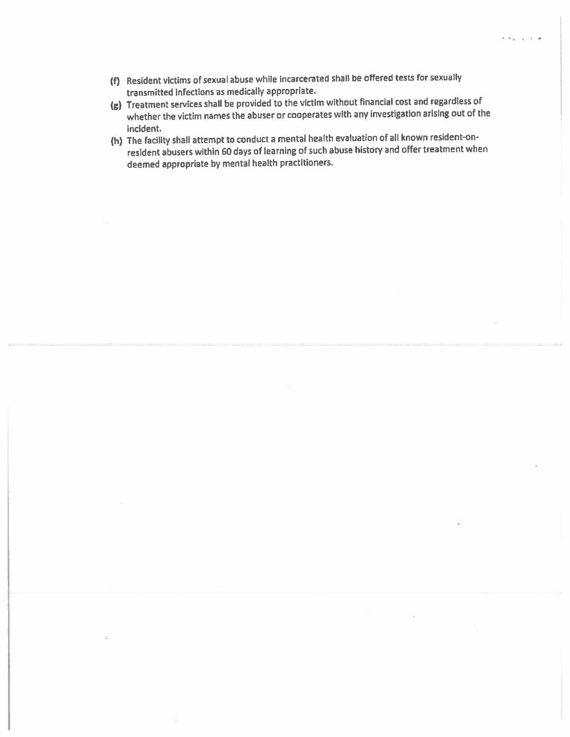(f) Resident victims of sexual abuse while incarcerated shall be offered tests for sexually transmitted infections as medically appropriate.

(g) Treatment services shall be provided to the victim without financial cost and regardless of whether the victim names the abuser or cooperates with any investigation arising out of the incident.

(h) The facility shall attempt to conduct a mental health evaluation of all known resident-on-resident abusers within 60 days of learning of such abuse history and offer treatment when deemed appropriate by mental health practitioners.